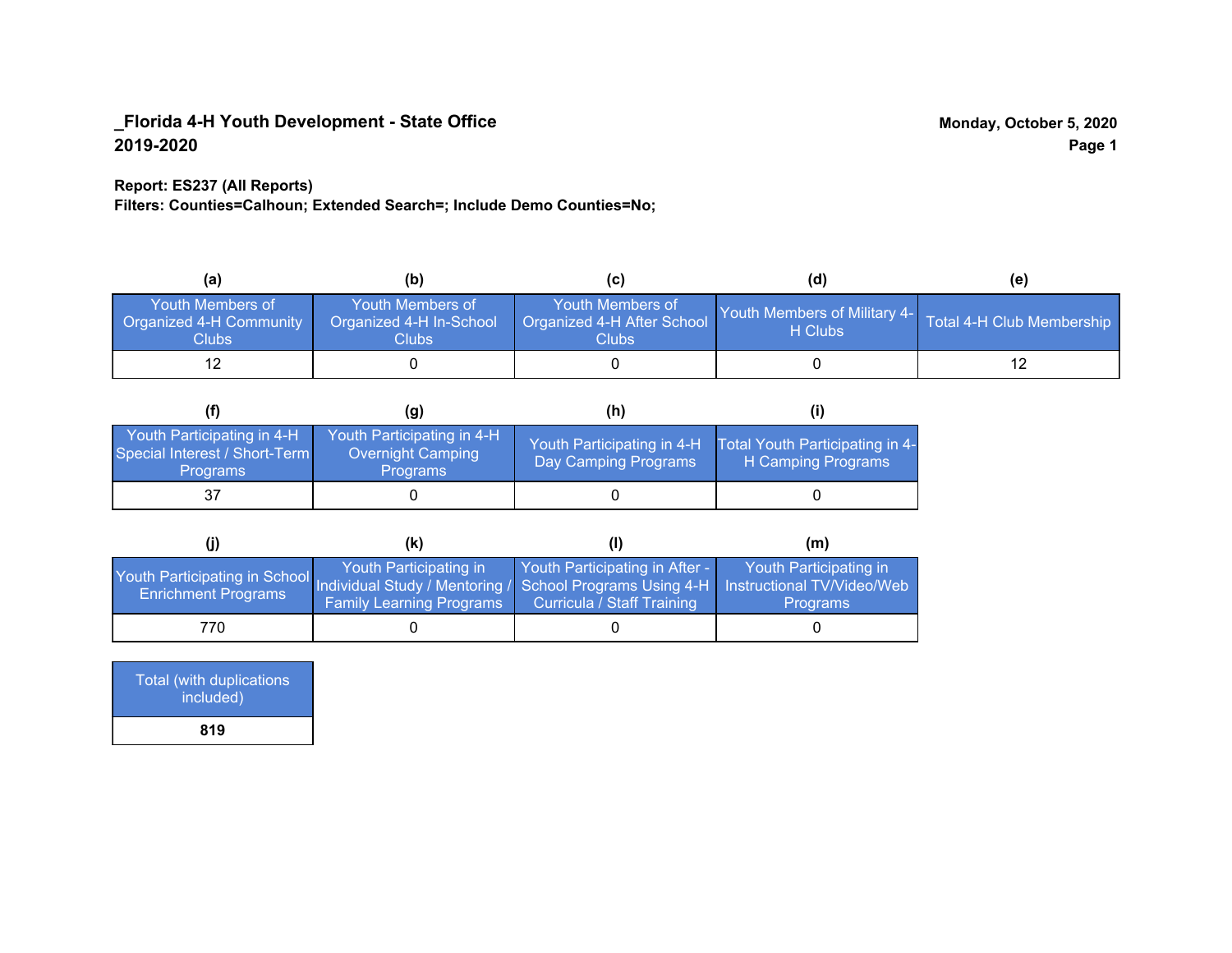**_Florida 4-H Youth Development - State Office**
**2019-2020**

**Monday, October 5, 2020**

**Report: ES237 (All Reports)**
**Filters: Counties=Calhoun; Extended Search=; Include Demo Counties=No;**

| (a) | (b) | (c) | (d) | (e) |
|---|---|---|---|---|
| Youth Members of Organized 4-H Community Clubs | Youth Members of Organized 4-H In-School Clubs | Youth Members of Organized 4-H After School Clubs | Youth Members of Military 4-H Clubs | Total 4-H Club Membership |
| 12 | 0 | 0 | 0 | 12 |

| (f) | (g) | (h) | (i) |
|---|---|---|---|
| Youth Participating in 4-H Special Interest / Short-Term Programs | Youth Participating in 4-H Overnight Camping Programs | Youth Participating in 4-H Day Camping Programs | Total Youth Participating in 4-H Camping Programs |
| 37 | 0 | 0 | 0 |

| (j) | (k) | (l) | (m) |
|---|---|---|---|
| Youth Participating in School Enrichment Programs | Youth Participating in Individual Study / Mentoring / Family Learning Programs | Youth Participating in After - School Programs Using 4-H Curricula / Staff Training | Youth Participating in Instructional TV/Video/Web Programs |
| 770 | 0 | 0 | 0 |

| Total (with duplications included) |
|---|
| **819** |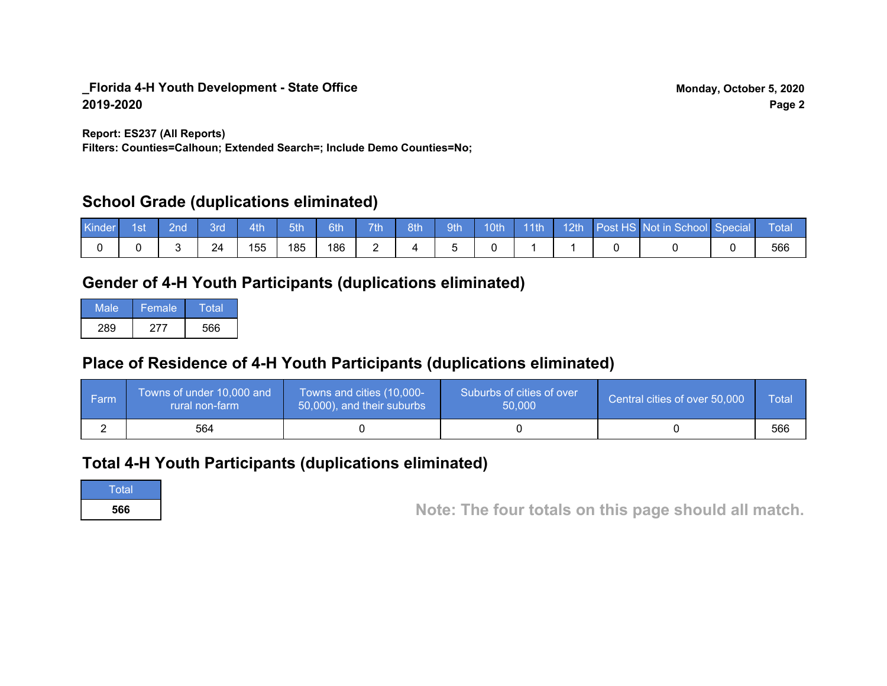**_Florida 4-H Youth Development - State Office**
**2019-2020**

**Monday, October 5, 2020**

**Report: ES237 (All Reports)**
**Filters: Counties=Calhoun; Extended Search=; Include Demo Counties=No;**

## School Grade (duplications eliminated)

| Kinder | 1st | 2nd | 3rd | 4th | 5th | 6th | 7th | 8th | 9th | 10th | 11th | 12th | Post HS | Not in School | Special | Total |
|---|---|---|---|---|---|---|---|---|---|---|---|---|---|---|---|---|
| 0 | 0 | 3 | 24 | 155 | 185 | 186 | 2 | 4 | 5 | 0 | 1 | 1 | 0 | 0 | 0 | 566 |

## Gender of 4-H Youth Participants (duplications eliminated)

| Male | Female | Total |
|---|---|---|
| 289 | 277 | 566 |

## Place of Residence of 4-H Youth Participants (duplications eliminated)

| Farm | Towns of under 10,000 and rural non-farm | Towns and cities (10,000-50,000), and their suburbs | Suburbs of cities of over 50,000 | Central cities of over 50,000 | Total |
|---|---|---|---|---|---|
| 2 | 564 | 0 | 0 | 0 | 566 |

## Total 4-H Youth Participants (duplications eliminated)

| Total |
|---|
| **566** |

**Note: The four totals on this page should all match.**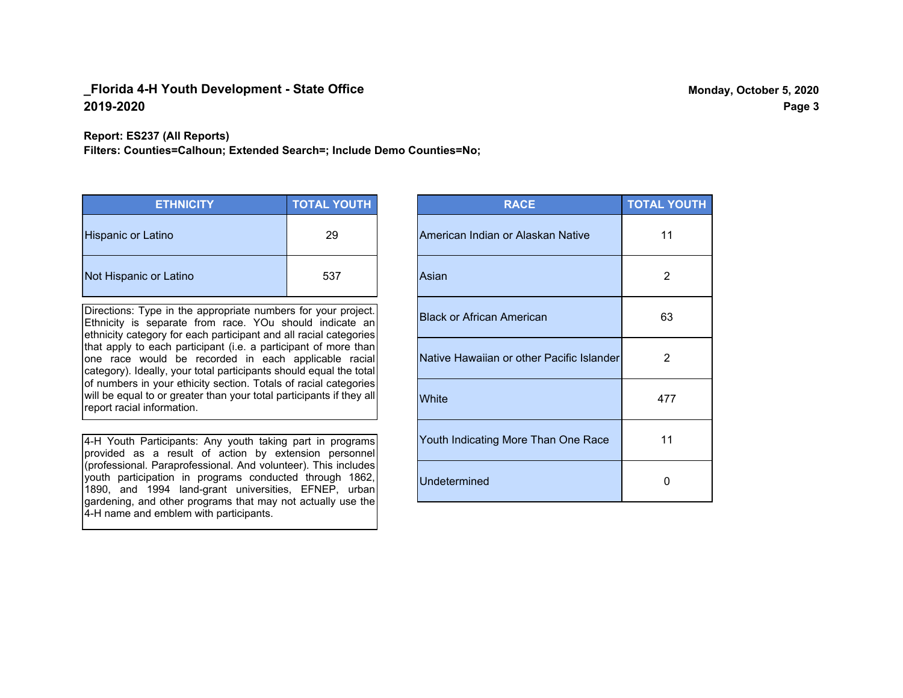## _Florida 4-H Youth Development - State Office
## 2019-2020

Monday, October 5, 2020

**Report: ES237 (All Reports)**
**Filters: Counties=Calhoun; Extended Search=; Include Demo Counties=No;**

| ETHNICITY | TOTAL YOUTH |
|---|---|
| Hispanic or Latino | 29 |
| Not Hispanic or Latino | 537 |

Directions: Type in the appropriate numbers for your project. Ethnicity is separate from race. YOu should indicate an ethnicity category for each participant and all racial categories that apply to each participant (i.e. a participant of more than one race would be recorded in each applicable racial category). Ideally, your total participants should equal the total of numbers in your ethicity section. Totals of racial categories will be equal to or greater than your total participants if they all report racial information.

4-H Youth Participants: Any youth taking part in programs provided as a result of action by extension personnel (professional. Paraprofessional. And volunteer). This includes youth participation in programs conducted through 1862, 1890, and 1994 land-grant universities, EFNEP, urban gardening, and other programs that may not actually use the 4-H name and emblem with participants.

| RACE | TOTAL YOUTH |
|---|---|
| American Indian or Alaskan Native | 11 |
| Asian | 2 |
| Black or African American | 63 |
| Native Hawaiian or other Pacific Islander | 2 |
| White | 477 |
| Youth Indicating More Than One Race | 11 |
| Undetermined | 0 |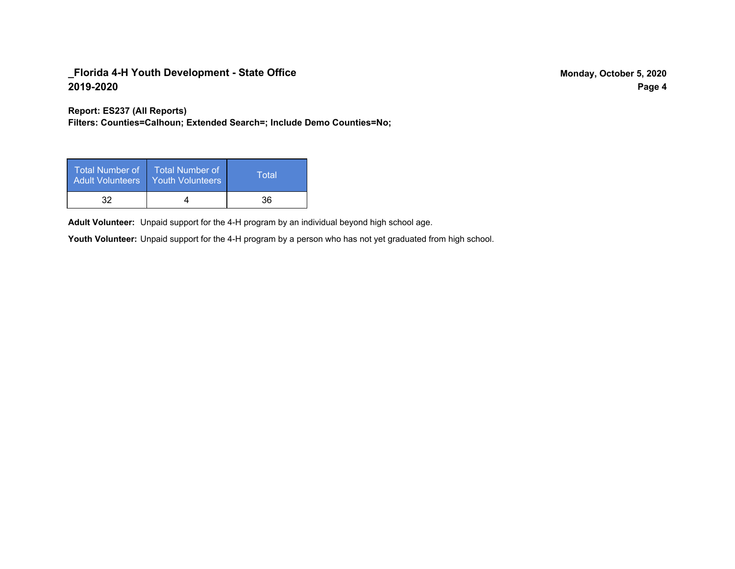**Report: ES237 (All Reports)**
**Filters: Counties=Calhoun; Extended Search=; Include Demo Counties=No;**

| Total Number of Adult Volunteers | Total Number of Youth Volunteers | Total |
|---|---|---|
| 32 | 4 | 36 |

**Adult Volunteer:** Unpaid support for the 4-H program by an individual beyond high school age.

**Youth Volunteer:** Unpaid support for the 4-H program by a person who has not yet graduated from high school.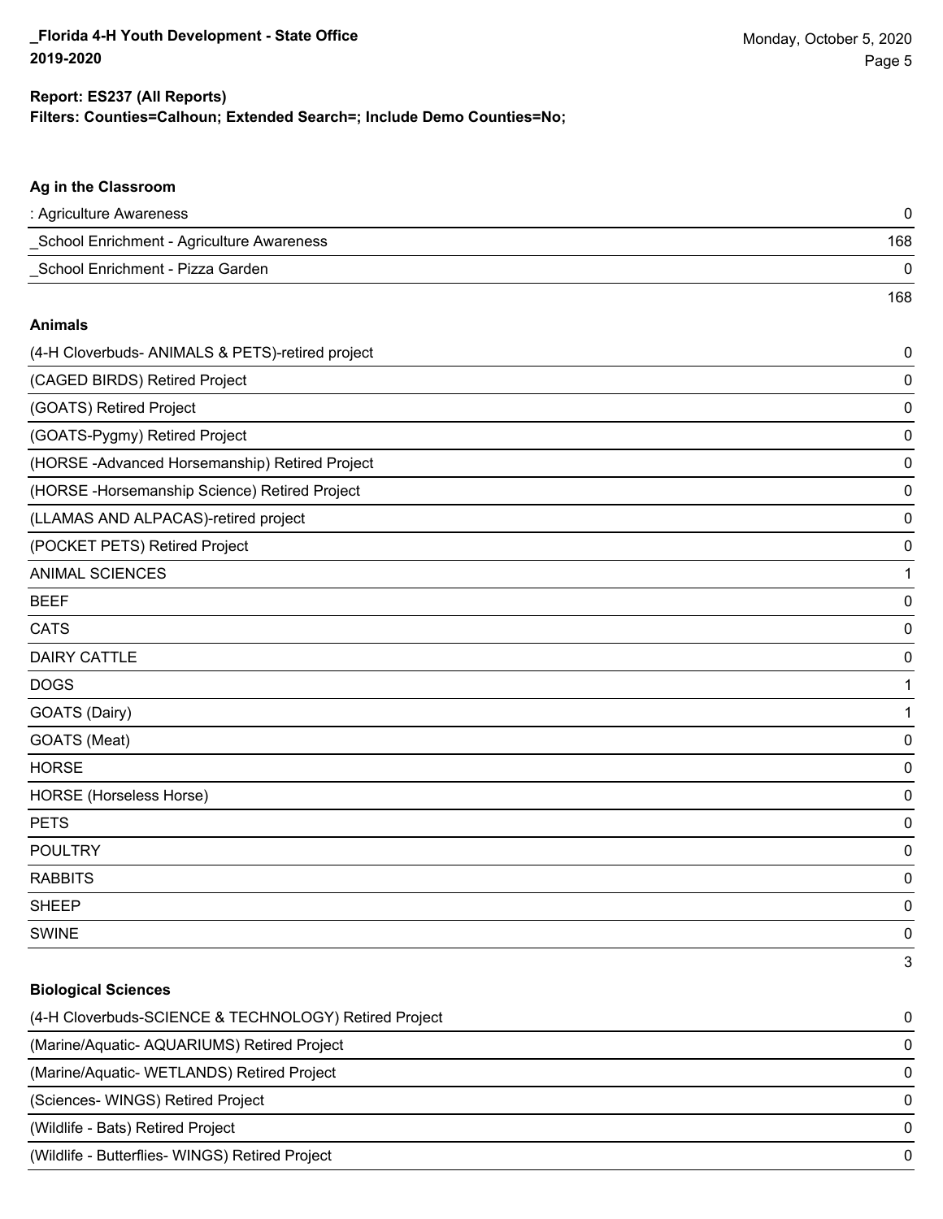**Report: ES237 (All Reports)**
**Filters: Counties=Calhoun; Extended Search=; Include Demo Counties=No;**

### Ag in the Classroom

| | |
|---|---|
| : Agriculture Awareness | 0 |
| _School Enrichment - Agriculture Awareness | 168 |
| _School Enrichment - Pizza Garden | 0 |
| | 168 |

### Animals

| | |
|---|---|
| (4-H Cloverbuds- ANIMALS & PETS)-retired project | 0 |
| (CAGED BIRDS) Retired Project | 0 |
| (GOATS) Retired Project | 0 |
| (GOATS-Pygmy) Retired Project | 0 |
| (HORSE -Advanced Horsemanship) Retired Project | 0 |
| (HORSE -Horsemanship Science) Retired Project | 0 |
| (LLAMAS AND ALPACAS)-retired project | 0 |
| (POCKET PETS) Retired Project | 0 |
| ANIMAL SCIENCES | 1 |
| BEEF | 0 |
| CATS | 0 |
| DAIRY CATTLE | 0 |
| DOGS | 1 |
| GOATS (Dairy) | 1 |
| GOATS (Meat) | 0 |
| HORSE | 0 |
| HORSE (Horseless Horse) | 0 |
| PETS | 0 |
| POULTRY | 0 |
| RABBITS | 0 |
| SHEEP | 0 |
| SWINE | 0 |
| | 3 |

### Biological Sciences

| | |
|---|---|
| (4-H Cloverbuds-SCIENCE & TECHNOLOGY) Retired Project | 0 |
| (Marine/Aquatic- AQUARIUMS) Retired Project | 0 |
| (Marine/Aquatic- WETLANDS) Retired Project | 0 |
| (Sciences- WINGS) Retired Project | 0 |
| (Wildlife - Bats) Retired Project | 0 |
| (Wildlife - Butterflies- WINGS) Retired Project | 0 |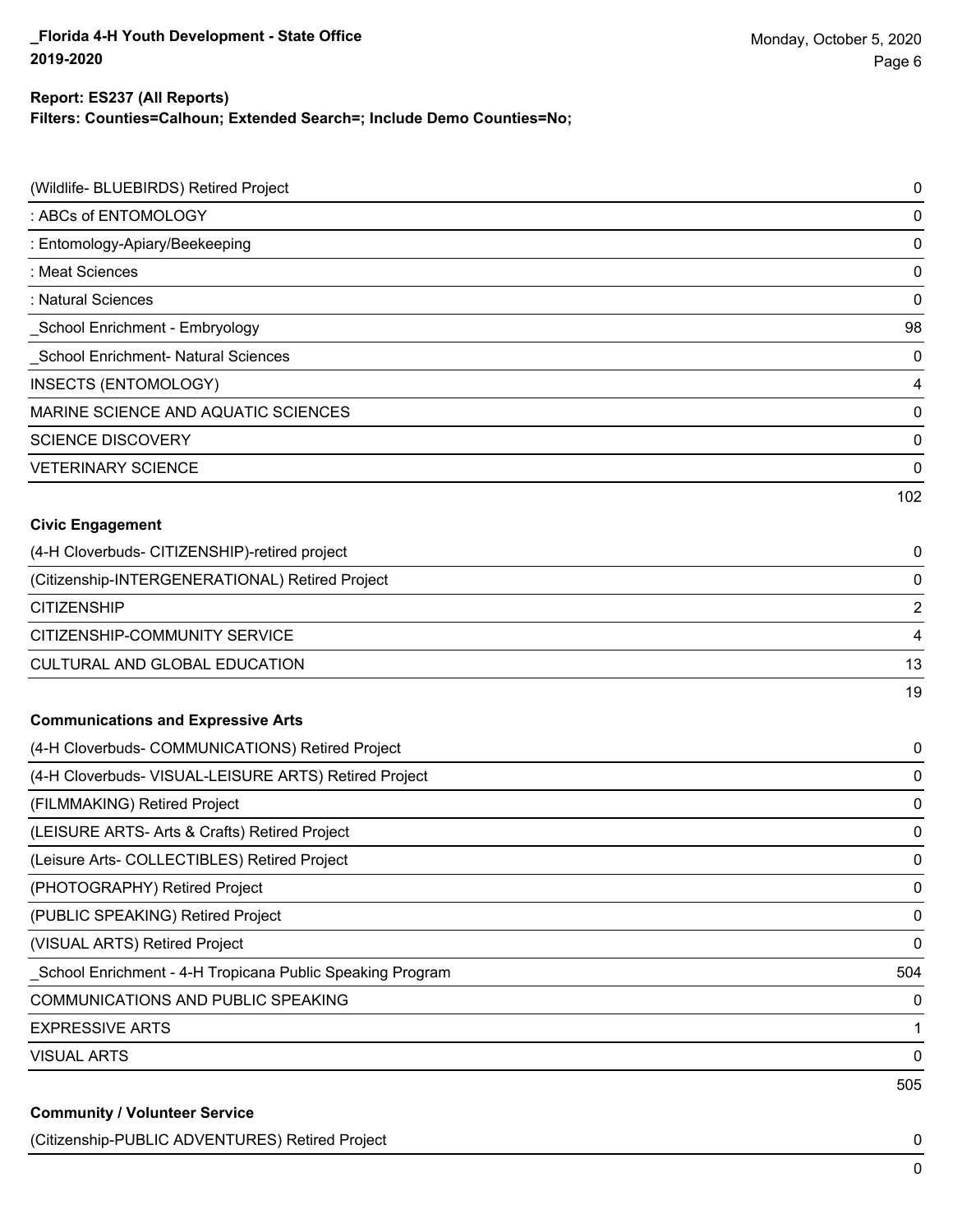**Report: ES237 (All Reports)**
**Filters: Counties=Calhoun; Extended Search=; Include Demo Counties=No;**

| Project | Count |
|---|---|
| (Wildlife- BLUEBIRDS) Retired Project | 0 |
| : ABCs of ENTOMOLOGY | 0 |
| : Entomology-Apiary/Beekeeping | 0 |
| : Meat Sciences | 0 |
| : Natural Sciences | 0 |
| _School Enrichment - Embryology | 98 |
| _School Enrichment- Natural Sciences | 0 |
| INSECTS (ENTOMOLOGY) | 4 |
| MARINE SCIENCE AND AQUATIC SCIENCES | 0 |
| SCIENCE DISCOVERY | 0 |
| VETERINARY SCIENCE | 0 |
| | 102 |

**Civic Engagement**

| Project | Count |
|---|---|
| (4-H Cloverbuds- CITIZENSHIP)-retired project | 0 |
| (Citizenship-INTERGENERATIONAL) Retired Project | 0 |
| CITIZENSHIP | 2 |
| CITIZENSHIP-COMMUNITY SERVICE | 4 |
| CULTURAL AND GLOBAL EDUCATION | 13 |
| | 19 |

**Communications and Expressive Arts**

| Project | Count |
|---|---|
| (4-H Cloverbuds- COMMUNICATIONS) Retired Project | 0 |
| (4-H Cloverbuds- VISUAL-LEISURE ARTS) Retired Project | 0 |
| (FILMMAKING) Retired Project | 0 |
| (LEISURE ARTS- Arts & Crafts) Retired Project | 0 |
| (Leisure Arts- COLLECTIBLES) Retired Project | 0 |
| (PHOTOGRAPHY) Retired Project | 0 |
| (PUBLIC SPEAKING) Retired Project | 0 |
| (VISUAL ARTS) Retired Project | 0 |
| _School Enrichment - 4-H Tropicana Public Speaking Program | 504 |
| COMMUNICATIONS AND PUBLIC SPEAKING | 0 |
| EXPRESSIVE ARTS | 1 |
| VISUAL ARTS | 0 |
| | 505 |

**Community / Volunteer Service**

| Project | Count |
|---|---|
| (Citizenship-PUBLIC ADVENTURES) Retired Project | 0 |
| | 0 |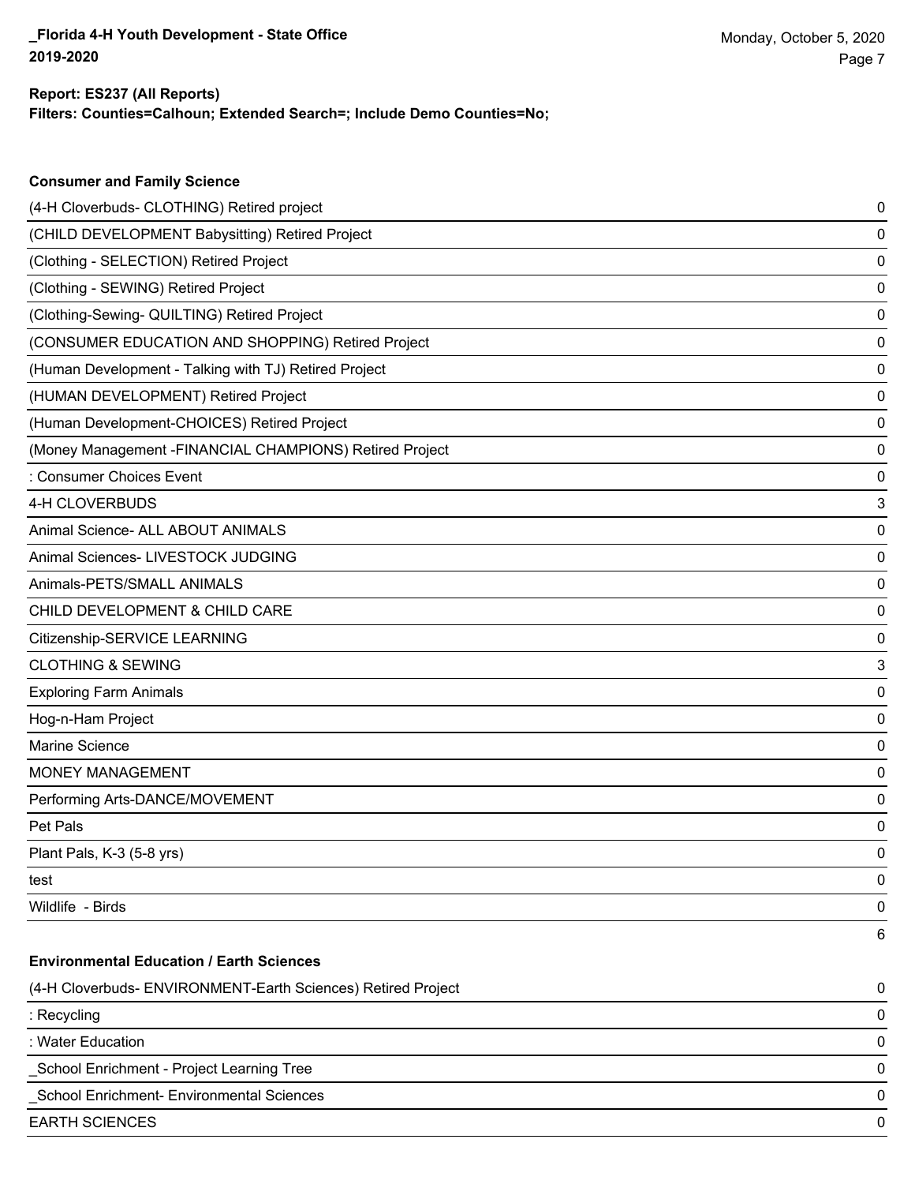**Report: ES237 (All Reports)**

**Filters: Counties=Calhoun; Extended Search=; Include Demo Counties=No;**

### Consumer and Family Science

| | |
|---|---|
| (4-H Cloverbuds- CLOTHING) Retired project | 0 |
| (CHILD DEVELOPMENT Babysitting) Retired Project | 0 |
| (Clothing - SELECTION) Retired Project | 0 |
| (Clothing - SEWING) Retired Project | 0 |
| (Clothing-Sewing- QUILTING) Retired Project | 0 |
| (CONSUMER EDUCATION AND SHOPPING) Retired Project | 0 |
| (Human Development - Talking with TJ) Retired Project | 0 |
| (HUMAN DEVELOPMENT) Retired Project | 0 |
| (Human Development-CHOICES) Retired Project | 0 |
| (Money Management -FINANCIAL CHAMPIONS) Retired Project | 0 |
| : Consumer Choices Event | 0 |
| 4-H CLOVERBUDS | 3 |
| Animal Science- ALL ABOUT ANIMALS | 0 |
| Animal Sciences- LIVESTOCK JUDGING | 0 |
| Animals-PETS/SMALL ANIMALS | 0 |
| CHILD DEVELOPMENT & CHILD CARE | 0 |
| Citizenship-SERVICE LEARNING | 0 |
| CLOTHING & SEWING | 3 |
| Exploring Farm Animals | 0 |
| Hog-n-Ham Project | 0 |
| Marine Science | 0 |
| MONEY MANAGEMENT | 0 |
| Performing Arts-DANCE/MOVEMENT | 0 |
| Pet Pals | 0 |
| Plant Pals, K-3 (5-8 yrs) | 0 |
| test | 0 |
| Wildlife - Birds | 0 |
| | 6 |

### Environmental Education / Earth Sciences

| | |
|---|---|
| (4-H Cloverbuds- ENVIRONMENT-Earth Sciences) Retired Project | 0 |
| : Recycling | 0 |
| : Water Education | 0 |
| _School Enrichment - Project Learning Tree | 0 |
| _School Enrichment- Environmental Sciences | 0 |
| EARTH SCIENCES | 0 |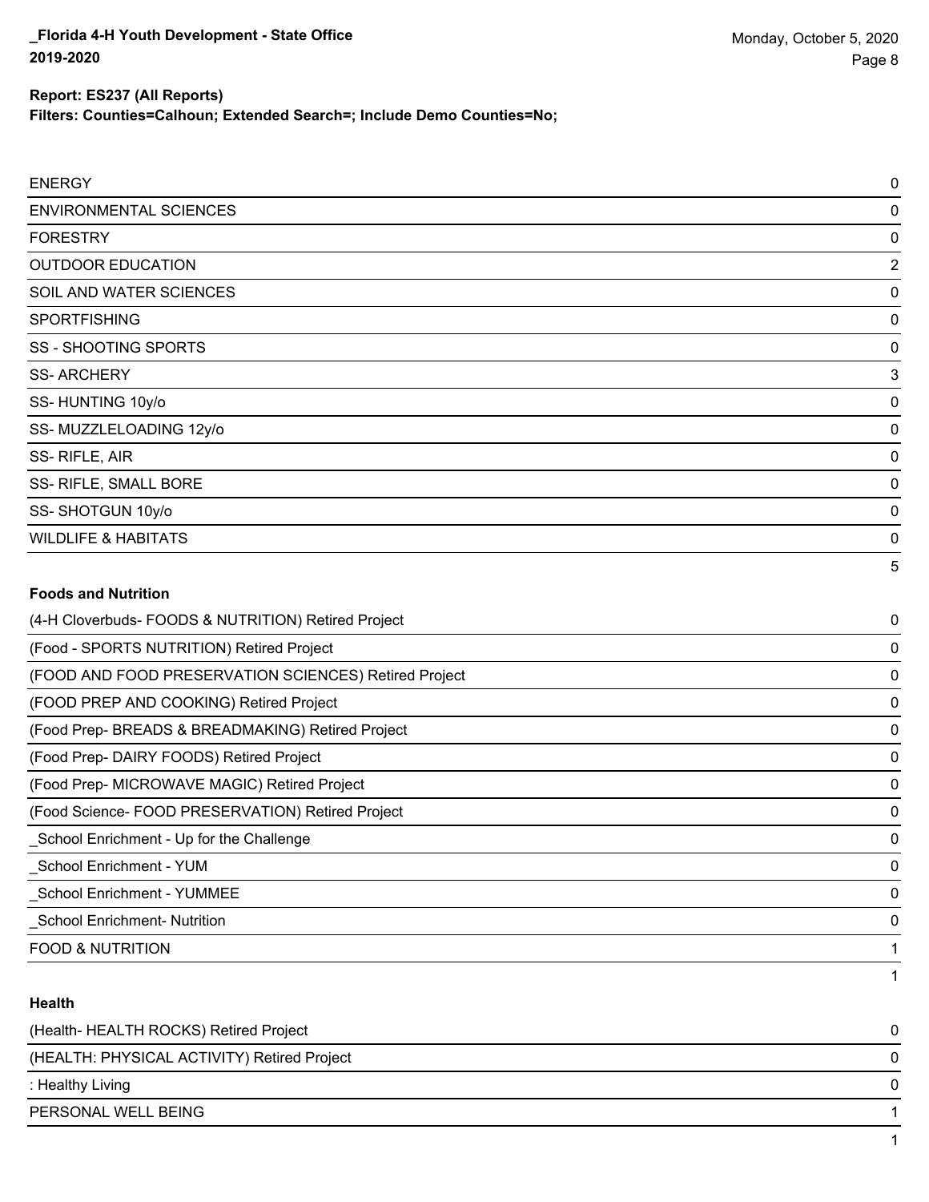**Report: ES237 (All Reports)**
**Filters: Counties=Calhoun; Extended Search=; Include Demo Counties=No;**

| | |
|---|---|
| ENERGY | 0 |
| ENVIRONMENTAL SCIENCES | 0 |
| FORESTRY | 0 |
| OUTDOOR EDUCATION | 2 |
| SOIL AND WATER SCIENCES | 0 |
| SPORTFISHING | 0 |
| SS - SHOOTING SPORTS | 0 |
| SS- ARCHERY | 3 |
| SS- HUNTING 10y/o | 0 |
| SS- MUZZLELOADING 12y/o | 0 |
| SS- RIFLE, AIR | 0 |
| SS- RIFLE, SMALL BORE | 0 |
| SS- SHOTGUN 10y/o | 0 |
| WILDLIFE & HABITATS | 0 |
| | 5 |

**Foods and Nutrition**

| | |
|---|---|
| (4-H Cloverbuds- FOODS & NUTRITION) Retired Project | 0 |
| (Food - SPORTS NUTRITION) Retired Project | 0 |
| (FOOD AND FOOD PRESERVATION SCIENCES) Retired Project | 0 |
| (FOOD PREP AND COOKING) Retired Project | 0 |
| (Food Prep- BREADS & BREADMAKING) Retired Project | 0 |
| (Food Prep- DAIRY FOODS) Retired Project | 0 |
| (Food Prep- MICROWAVE MAGIC) Retired Project | 0 |
| (Food Science- FOOD PRESERVATION) Retired Project | 0 |
| _School Enrichment - Up for the Challenge | 0 |
| _School Enrichment - YUM | 0 |
| _School Enrichment - YUMMEE | 0 |
| _School Enrichment- Nutrition | 0 |
| FOOD & NUTRITION | 1 |
| | 1 |

**Health**

| | |
|---|---|
| (Health- HEALTH ROCKS) Retired Project | 0 |
| (HEALTH: PHYSICAL ACTIVITY) Retired Project | 0 |
| : Healthy Living | 0 |
| PERSONAL WELL BEING | 1 |
| | 1 |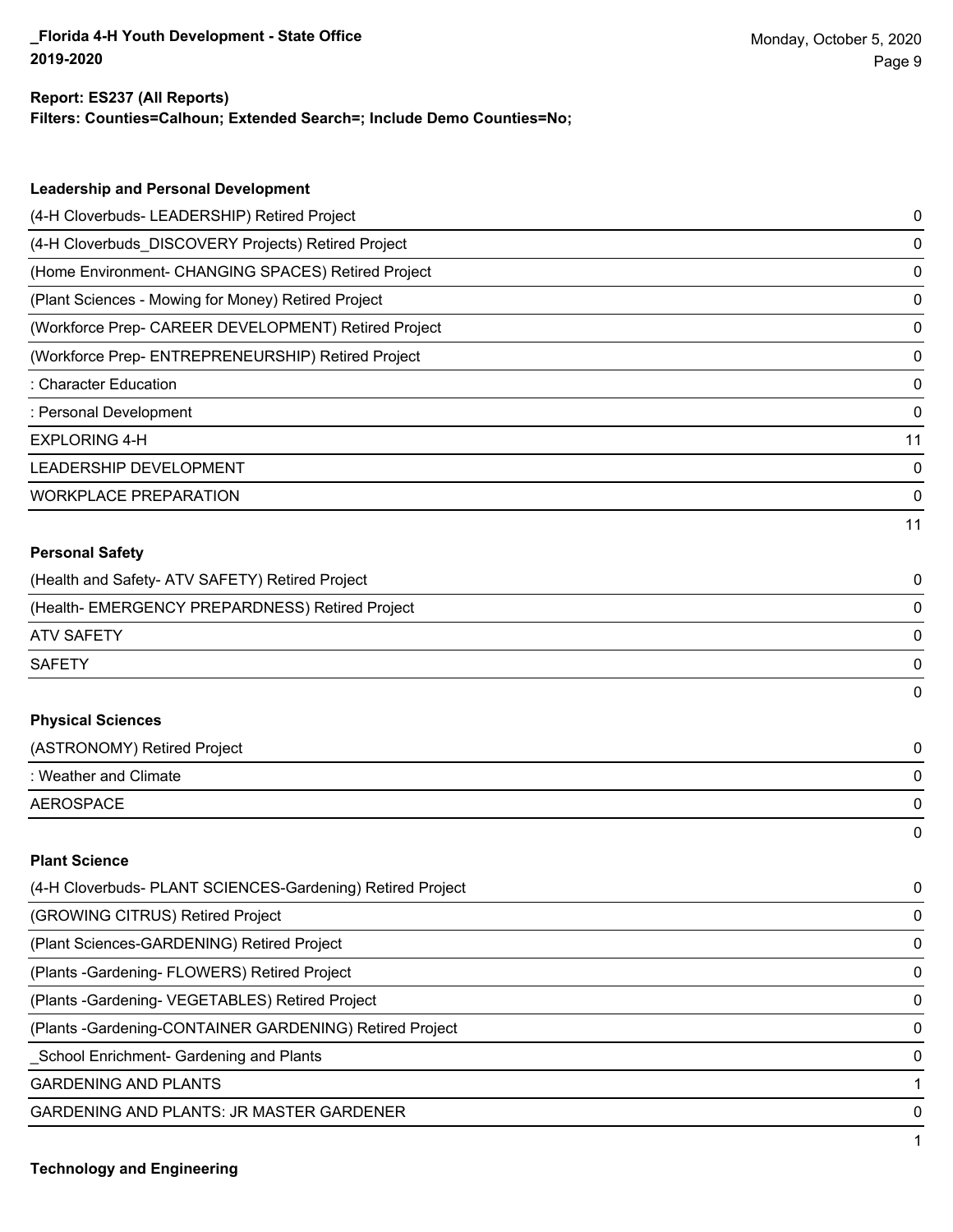**Report: ES237 (All Reports)**
**Filters: Counties=Calhoun; Extended Search=; Include Demo Counties=No;**

**Leadership and Personal Development**

| | |
|---|---|
| (4-H Cloverbuds- LEADERSHIP) Retired Project | 0 |
| (4-H Cloverbuds_DISCOVERY Projects) Retired Project | 0 |
| (Home Environment- CHANGING SPACES) Retired Project | 0 |
| (Plant Sciences - Mowing for Money) Retired Project | 0 |
| (Workforce Prep- CAREER DEVELOPMENT) Retired Project | 0 |
| (Workforce Prep- ENTREPRENEURSHIP) Retired Project | 0 |
| : Character Education | 0 |
| : Personal Development | 0 |
| EXPLORING 4-H | 11 |
| LEADERSHIP DEVELOPMENT | 0 |
| WORKPLACE PREPARATION | 0 |
| | 11 |

**Personal Safety**

| | |
|---|---|
| (Health and Safety- ATV SAFETY) Retired Project | 0 |
| (Health- EMERGENCY PREPARDNESS) Retired Project | 0 |
| ATV SAFETY | 0 |
| SAFETY | 0 |
| | 0 |

**Physical Sciences**

| | |
|---|---|
| (ASTRONOMY) Retired Project | 0 |
| : Weather and Climate | 0 |
| AEROSPACE | 0 |
| | 0 |

**Plant Science**

| | |
|---|---|
| (4-H Cloverbuds- PLANT SCIENCES-Gardening) Retired Project | 0 |
| (GROWING CITRUS) Retired Project | 0 |
| (Plant Sciences-GARDENING) Retired Project | 0 |
| (Plants -Gardening- FLOWERS) Retired Project | 0 |
| (Plants -Gardening- VEGETABLES) Retired Project | 0 |
| (Plants -Gardening-CONTAINER GARDENING) Retired Project | 0 |
| _School Enrichment- Gardening and Plants | 0 |
| GARDENING AND PLANTS | 1 |
| GARDENING AND PLANTS: JR MASTER GARDENER | 0 |
| | 1 |

**Technology and Engineering**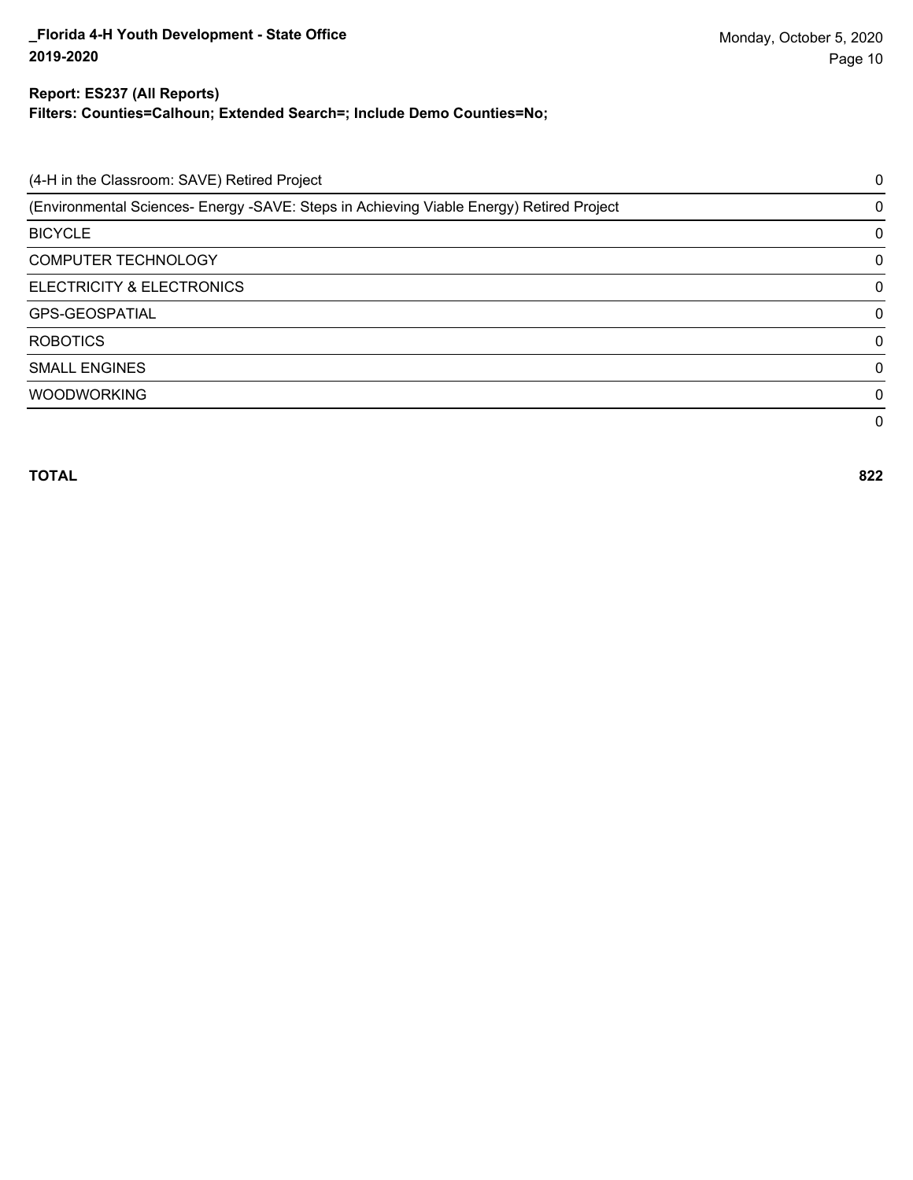**Report: ES237 (All Reports)**
**Filters: Counties=Calhoun; Extended Search=; Include Demo Counties=No;**

| | |
|---|---|
| (4-H in the Classroom: SAVE) Retired Project | 0 |
| (Environmental Sciences- Energy -SAVE: Steps in Achieving Viable Energy) Retired Project | 0 |
| BICYCLE | 0 |
| COMPUTER TECHNOLOGY | 0 |
| ELECTRICITY & ELECTRONICS | 0 |
| GPS-GEOSPATIAL | 0 |
| ROBOTICS | 0 |
| SMALL ENGINES | 0 |
| WOODWORKING | 0 |
| | 0 |

**TOTAL** **822**